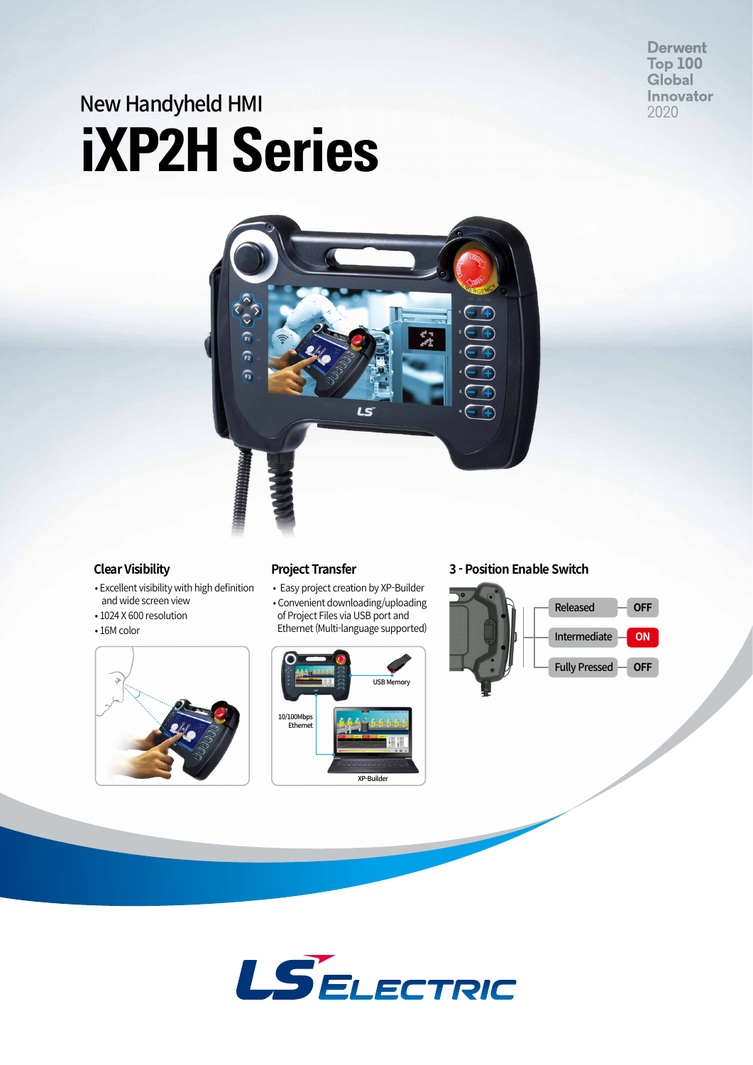Derwent Top 100 Global Innovator 2020

New Handyheld HMI

# iXP2H Series

### Clear Visibility

- Excellent visibility with high definition and wide screen view
- 1024 X 600 resolution
- 16M color

### Project Transfer

- Easy project creation by XP-Builder
- Convenient downloading/uploading of Project Files via USB port and Ethernet (Multi-language supported)

USB Memory

10/100Mbps Ethernet

XP-Builder

### 3 - Position Enable Switch

| | |
|---|---|
| Released | OFF |
| Intermediate | ON |
| Fully Pressed | OFF |

LS ELECTRIC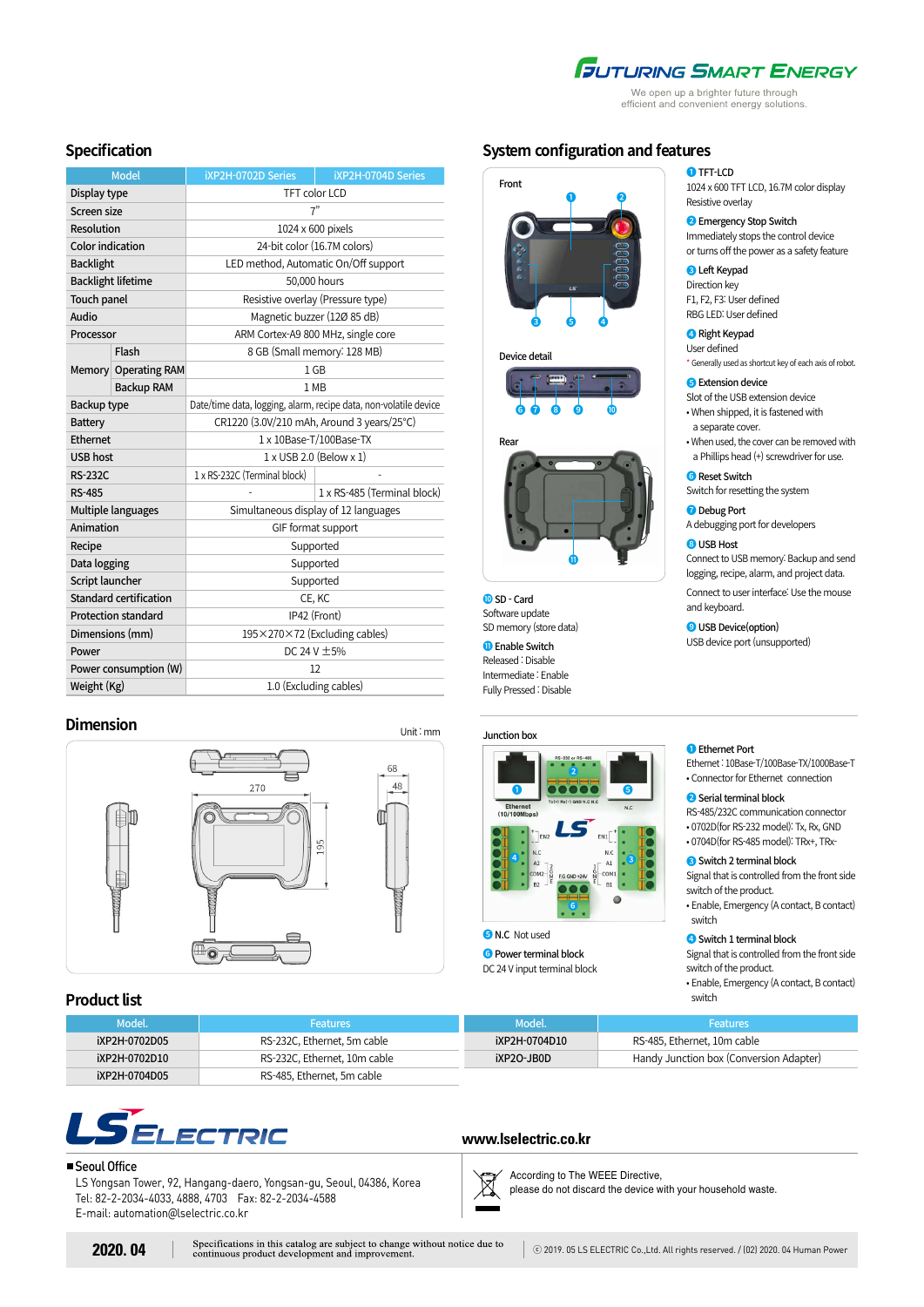FUTURING SMART ENERGY

We open up a brighter future through efficient and convenient energy solutions.

## Specification

| Model | | iXP2H-0702D Series | iXP2H-0704D Series |
|---|---|---|---|
| Display type | | TFT color LCD | |
| Screen size | | 7" | |
| Resolution | | 1024 x 600 pixels | |
| Color indication | | 24-bit color (16.7M colors) | |
| Backlight | | LED method, Automatic On/Off support | |
| Backlight lifetime | | 50,000 hours | |
| Touch panel | | Resistive overlay (Pressure type) | |
| Audio | | Magnetic buzzer (12Ø 85 dB) | |
| Processor | | ARM Cortex-A9 800 MHz, single core | |
| Memory | Flash | 8 GB (Small memory: 128 MB) | |
| | Operating RAM | 1 GB | |
| | Backup RAM | 1 MB | |
| Backup type | | Date/time data, logging, alarm, recipe data, non-volatile device | |
| Battery | | CR1220 (3.0V/210 mAh, Around 3 years/25°C) | |
| Ethernet | | 1 x 10Base-T/100Base-TX | |
| USB host | | 1 x USB 2.0 (Below x 1) | |
| RS-232C | | 1 x RS-232C (Terminal block) | - |
| RS-485 | | - | 1 x RS-485 (Terminal block) |
| Multiple languages | | Simultaneous display of 12 languages | |
| Animation | | GIF format support | |
| Recipe | | Supported | |
| Data logging | | Supported | |
| Script launcher | | Supported | |
| Standard certification | | CE, KC | |
| Protection standard | | IP42 (Front) | |
| Dimensions (mm) | | 195×270×72 (Excluding cables) | |
| Power | | DC 24 V ±5% | |
| Power consumption (W) | | 12 | |
| Weight (Kg) | | 1.0 (Excluding cables) | |

## System configuration and features

Front

Device detail

Rear

① **TFT-LCD**
1024 x 600 TFT LCD, 16.7M color display
Resistive overlay

② **Emergency Stop Switch**
Immediately stops the control device or turns off the power as a safety feature

③ **Left Keypad**
Direction key
F1, F2, F3: User defined
RBG LED: User defined

④ **Right Keypad**
User defined
* Generally used as shortcut key of each axis of robot.

⑤ **Extension device**
Slot of the USB extension device
• When shipped, it is fastened with a separate cover.
• When used, the cover can be removed with a Phillips head (+) screwdriver for use.

⑥ **Reset Switch**
Switch for resetting the system

⑦ **Debug Port**
A debugging port for developers

⑧ **USB Host**
Connect to USB memory: Backup and send logging, recipe, alarm, and project data.
Connect to user interface: Use the mouse and keyboard.

⑨ **USB Device(option)**
USB device port (unsupported)

⑩ **SD - Card**
Software update
SD memory (store data)

⑪ **Enable Switch**
Released : Disable
Intermediate : Enable
Fully Pressed : Disable

## Dimension

Unit : mm

270
195
68
48

## Junction box

① **Ethernet Port**
Ethernet : 10Base-T/100Base-TX/1000Base-T
• Connector for Ethernet connection

② **Serial terminal block**
RS-485/232C communication connector
• 0702D(for RS-232 model): Tx, Rx, GND
• 0704D(for RS-485 model): TRx+, TRx-

③ **Switch 2 terminal block**
Signal that is controlled from the front side switch of the product.
• Enable, Emergency (A contact, B contact) switch

④ **Switch 1 terminal block**
Signal that is controlled from the front side switch of the product.
• Enable, Emergency (A contact, B contact) switch

⑤ **N.C** Not used

⑥ **Power terminal block**
DC 24 V input terminal block

## Product list

| Model. | Features |
|---|---|
| iXP2H-0702D05 | RS-232C, Ethernet, 5m cable |
| iXP2H-0702D10 | RS-232C, Ethernet, 10m cable |
| iXP2H-0704D05 | RS-485, Ethernet, 5m cable |
| iXP2H-0704D10 | RS-485, Ethernet, 10m cable |
| iXP2O-JB0D | Handy Junction box (Conversion Adapter) |

LS ELECTRIC

www.lselectric.co.kr

■ **Seoul Office**
LS Yongsan Tower, 92, Hangang-daero, Yongsan-gu, Seoul, 04386, Korea
Tel: 82-2-2034-4033, 4888, 4703 Fax: 82-2-2034-4588
E-mail: automation@lselectric.co.kr

According to The WEEE Directive,
please do not discard the device with your household waste.

**2020. 04** | Specifications in this catalog are subject to change without notice due to continuous product development and improvement. | ⓒ 2019. 05 LS ELECTRIC Co.,Ltd. All rights reserved. / (02) 2020. 04 Human Power